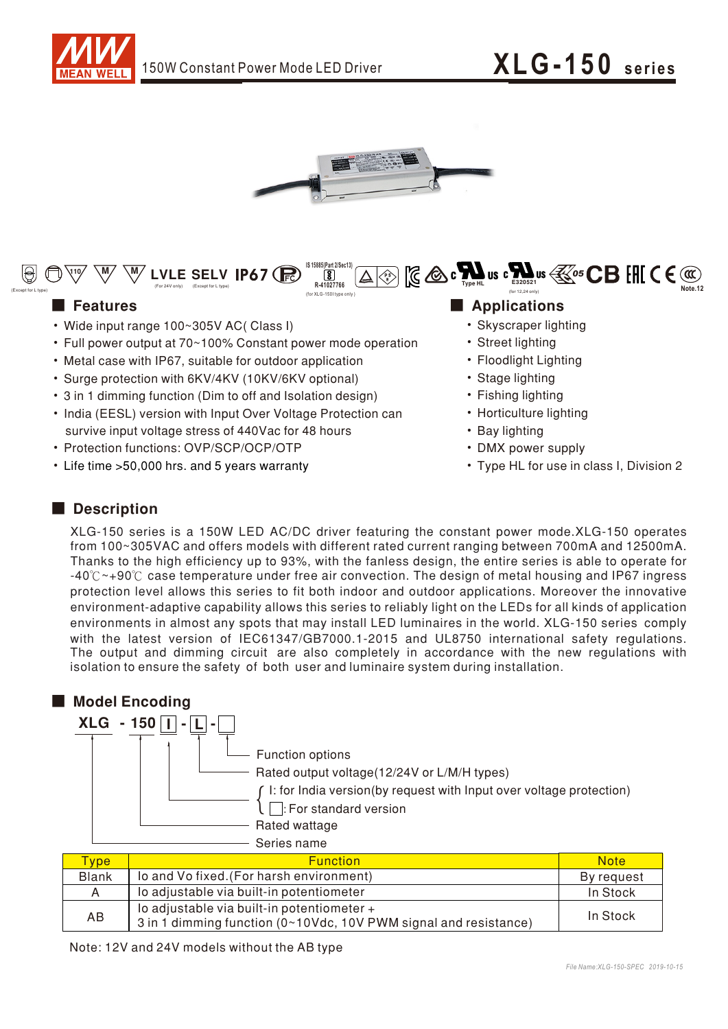150W Constant Power Mode LED Driver

# XLG-150 series

LVLE SELV IP67

(Except for L type) (For 24V only) (Except for L type)

IS 15885(Part 2/Sec13) R-41027766 (for XLG-150I type only)

Type HL E320521 (for 12,24 only) Note.12

## Features

- Wide input range 100~305V AC( Class I)
- Full power output at 70~100% Constant power mode operation
- Metal case with IP67, suitable for outdoor application
- Surge protection with 6KV/4KV (10KV/6KV optional)
- 3 in 1 dimming function (Dim to off and Isolation design)
- India (EESL) version with Input Over Voltage Protection can survive input voltage stress of 440Vac for 48 hours
- Protection functions: OVP/SCP/OCP/OTP
- Life time >50,000 hrs. and 5 years warranty

## Applications

- Skyscraper lighting
- Street lighting
- Floodlight Lighting
- Stage lighting
- Fishing lighting
- Horticulture lighting
- Bay lighting
- DMX power supply
- Type HL for use in class I, Division 2

## Description

XLG-150 series is a 150W LED AC/DC driver featuring the constant power mode.XLG-150 operates from 100~305VAC and offers models with different rated current ranging between 700mA and 12500mA. Thanks to the high efficiency up to 93%, with the fanless design, the entire series is able to operate for -40℃~+90℃ case temperature under free air convection. The design of metal housing and IP67 ingress protection level allows this series to fit both indoor and outdoor applications. Moreover the innovative environment-adaptive capability allows this series to reliably light on the LEDs for all kinds of application environments in almost any spots that may install LED luminaires in the world. XLG-150 series comply with the latest version of IEC61347/GB7000.1-2015 and UL8750 international safety regulations. The output and dimming circuit are also completely in accordance with the new regulations with isolation to ensure the safety of both user and luminaire system during installation.

## Model Encoding

**XLG - 150 [I] - [L] - [ ]**

- Function options
- Rated output voltage(12/24V or L/M/H types)
- I: for India version(by request with Input over voltage protection) / [ ]: For standard version
- Rated wattage
- Series name

| Type | Function | Note |
|---|---|---|
| Blank | Io and Vo fixed.(For harsh environment) | By request |
| A | Io adjustable via built-in potentiometer | In Stock |
| AB | Io adjustable via built-in potentiometer + 3 in 1 dimming function (0~10Vdc, 10V PWM signal and resistance) | In Stock |

Note: 12V and 24V models without the AB type

File Name:XLG-150-SPEC 2019-10-15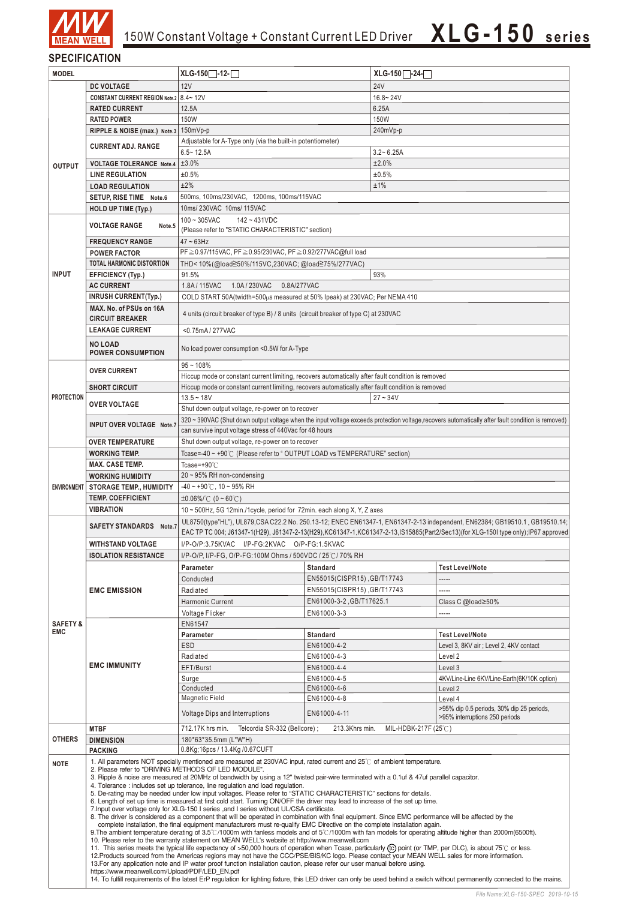# 150W Constant Voltage + Constant Current LED Driver **XLG-150 series**

## SPECIFICATION

| MODEL | | XLG-150□-12-□ | XLG-150□-24-□ |
|---|---|---|---|
| OUTPUT | DC VOLTAGE | 12V | 24V |
| | CONSTANT CURRENT REGION Note.2 | 8.4~ 12V | 16.8~ 24V |
| | RATED CURRENT | 12.5A | 6.25A |
| | RATED POWER | 150W | 150W |
| | RIPPLE & NOISE (max.) Note.3 | 150mVp-p | 240mVp-p |
| | CURRENT ADJ. RANGE | Adjustable for A-Type only (via the built-in potentiometer) | |
| | | 6.5~ 12.5A | 3.2~ 6.25A |
| | VOLTAGE TOLERANCE Note.4 | ±3.0% | ±2.0% |
| | LINE REGULATION | ±0.5% | ±0.5% |
| | LOAD REGULATION | ±2% | ±1% |
| | SETUP, RISE TIME Note.6 | 500ms, 100ms/230VAC, 1200ms, 100ms/115VAC | |
| | HOLD UP TIME (Typ.) | 10ms/ 230VAC 10ms/ 115VAC | |
| INPUT | VOLTAGE RANGE Note.5 | 100 ~ 305VAC 142 ~ 431VDC (Please refer to "STATIC CHARACTERISTIC" section) | |
| | FREQUENCY RANGE | 47 ~ 63Hz | |
| | POWER FACTOR | PF≧0.97/115VAC, PF≧0.95/230VAC, PF≧0.92/277VAC@full load | |
| | TOTAL HARMONIC DISTORTION | THD< 10%(@load≧50%/115VC,230VAC; @load≧75%/277VAC) | |
| | EFFICIENCY (Typ.) | 91.5% | 93% |
| | AC CURRENT | 1.8A / 115VAC 1.0A / 230VAC 0.8A/277VAC | |
| | INRUSH CURRENT(Typ.) | COLD START 50A(twidth=500μs measured at 50% Ipeak) at 230VAC; Per NEMA 410 | |
| | MAX. No. of PSUs on 16A CIRCUIT BREAKER | 4 units (circuit breaker of type B) / 8 units (circuit breaker of type C) at 230VAC | |
| | LEAKAGE CURRENT | <0.75mA / 277VAC | |
| | NO LOAD POWER CONSUMPTION | No load power consumption <0.5W for A-Type | |
| PROTECTION | OVER CURRENT | 95 ~ 108% | |
| | | Hiccup mode or constant current limiting, recovers automatically after fault condition is removed | |
| | SHORT CIRCUIT | Hiccup mode or constant current limiting, recovers automatically after fault condition is removed | |
| | OVER VOLTAGE | 13.5 ~ 18V | 27 ~ 34V |
| | | Shut down output voltage, re-power on to recover | |
| | INPUT OVER VOLTAGE Note.7 | 320 ~ 390VAC (Shut down output voltage when the input voltage exceeds protection voltage,recovers automatically after fault condition is removed) | |
| | | can survive input voltage stress of 440Vac for 48 hours | |
| | OVER TEMPERATURE | Shut down output voltage, re-power on to recover | |
| ENVIRONMENT | WORKING TEMP. | Tcase=-40 ~ +90℃ (Please refer to " OUTPUT LOAD vs TEMPERATURE" section) | |
| | MAX. CASE TEMP. | Tcase=+90℃ | |
| | WORKING HUMIDITY | 20 ~ 95% RH non-condensing | |
| | STORAGE TEMP., HUMIDITY | -40 ~ +90℃, 10 ~ 95% RH | |
| | TEMP. COEFFICIENT | ±0.06%/℃ (0 ~ 60℃) | |
| | VIBRATION | 10 ~ 500Hz, 5G 12min./1cycle, period for 72min. each along X, Y, Z axes | |
| SAFETY & EMC | SAFETY STANDARDS Note.7 | UL8750(type"HL"), UL879,CSA C22.2 No. 250.13-12; ENEC EN61347-1, EN61347-2-13 independent, EN62384; GB19510.1 , GB19510.14; EAC TP TC 004; J61347-1(H29), J61347-2-13(H29),KC61347-1.KC61347-2-13,IS15885(Part2/Sec13)(for XLG-150I type only);IP67 approved | |
| | WITHSTAND VOLTAGE | I/P-O/P:3.75KVAC I/P-FG:2KVAC O/P-FG:1.5KVAC | |
| | ISOLATION RESISTANCE | I/P-O/P, I/P-FG, O/P-FG:100M Ohms / 500VDC / 25℃/ 70% RH | |

**EMC EMISSION**

| Parameter | Standard | Test Level/Note |
|---|---|---|
| Conducted | EN55015(CISPR15) ,GB/T17743 | ----- |
| Radiated | EN55015(CISPR15) ,GB/T17743 | ----- |
| Harmonic Current | EN61000-3-2 ,GB/T17625.1 | Class C @load≥50% |
| Voltage Flicker | EN61000-3-3 | ----- |

**EMC IMMUNITY** — EN61547

| Parameter | Standard | Test Level/Note |
|---|---|---|
| ESD | EN61000-4-2 | Level 3, 8KV air ; Level 2, 4KV contact |
| Radiated | EN61000-4-3 | Level 2 |
| EFT/Burst | EN61000-4-4 | Level 3 |
| Surge | EN61000-4-5 | 4KV/Line-Line 6KV/Line-Earth(6K/10K option) |
| Conducted | EN61000-4-6 | Level 2 |
| Magnetic Field | EN61000-4-8 | Level 4 |
| Voltage Dips and Interruptions | EN61000-4-11 | >95% dip 0.5 periods, 30% dip 25 periods, >95% interruptions 250 periods |

| OTHERS | |
|---|---|
| MTBF | 712.17K hrs min. Telcordia SR-332 (Bellcore) ; 213.3Khrs min. MIL-HDBK-217F (25℃) |
| DIMENSION | 180*63*35.5mm (L*W*H) |
| PACKING | 0.8Kg;16pcs / 13.4Kg /0.67CUFT |

**NOTE**

1. All parameters NOT specially mentioned are measured at 230VAC input, rated current and 25℃ of ambient temperature.
2. Please refer to "DRIVING METHODS OF LED MODULE".
3. Ripple & noise are measured at 20MHz of bandwidth by using a 12" twisted pair-wire terminated with a 0.1uf & 47uf parallel capacitor.
4. Tolerance : includes set up tolerance, line regulation and load regulation.
5. De-rating may be needed under low input voltages. Please refer to "STATIC CHARACTERISTIC" sections for details.
6. Length of set up time is measured at first cold start. Turning ON/OFF the driver may lead to increase of the set up time.
7. Input over voltage only for XLG-150 I series ,and I series without UL/CSA certificate.
8. The driver is considered as a component that will be operated in combination with final equipment. Since EMC performance will be affected by the complete installation, the final equipment manufacturers must re-qualify EMC Directive on the complete installation again.
9. The ambient temperature derating of 3.5℃/1000m with fanless models and of 5℃/1000m with fan models for operating altitude higher than 2000m(6500ft).
10. Please refer to the warranty statement on MEAN WELL's website at http://www.meanwell.com
11. This series meets the typical life expectancy of >50,000 hours of operation when Tcase, particularly (tc) point (or TMP, per DLC), is about 75℃ or less.
12. Products sourced from the Americas regions may not have the CCC/PSE/BIS/KC logo. Please contact your MEAN WELL sales for more information.
13. For any application note and IP water proof function installation caution, please refer our user manual before using. https://www.meanwell.com/Upload/PDF/LED_EN.pdf
14. To fulfill requirements of the latest ErP regulation for lighting fixture, this LED driver can only be used behind a switch without permanently connected to the mains.

File Name:XLG-150-SPEC 2019-10-15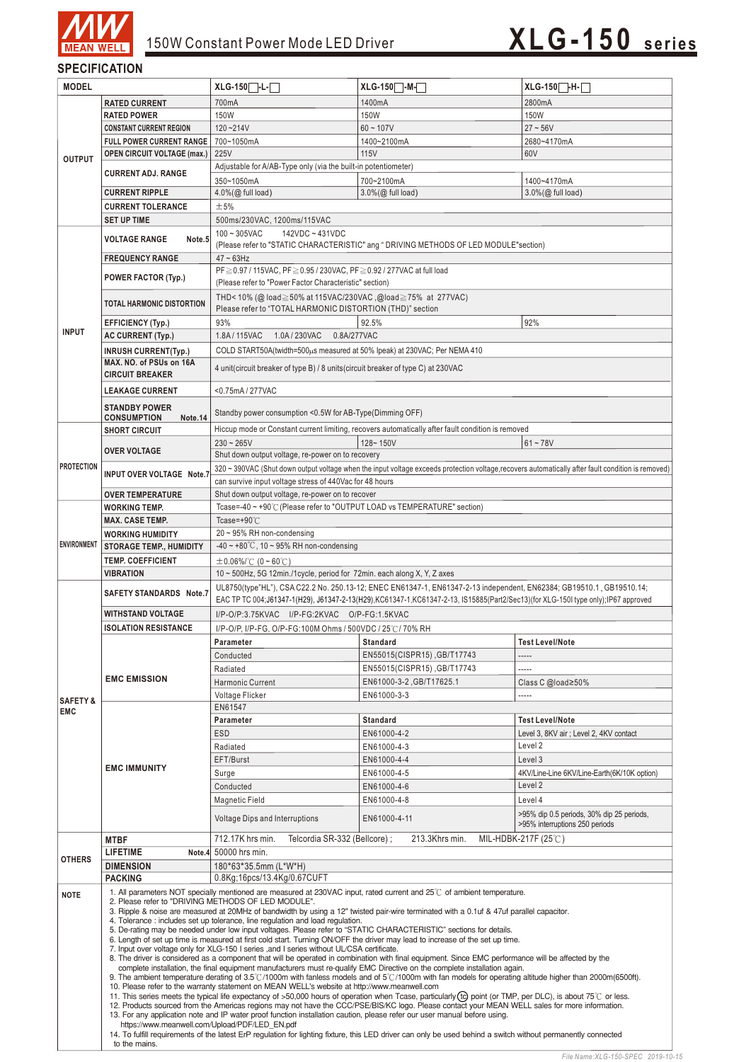# 150W Constant Power Mode LED Driver — XLG-150 series

## SPECIFICATION

| MODEL | | XLG-150□-L-□ | XLG-150□-M-□ | XLG-150□-H-□ |
|---|---|---|---|---|
| OUTPUT | RATED CURRENT | 700mA | 1400mA | 2800mA |
| | RATED POWER | 150W | 150W | 150W |
| | CONSTANT CURRENT REGION | 120 ~ 214V | 60 ~ 107V | 27 ~ 56V |
| | FULL POWER CURRENT RANGE | 700~1050mA | 1400~2100mA | 2680~4170mA |
| | OPEN CIRCUIT VOLTAGE (max.) | 225V | 115V | 60V |
| | CURRENT ADJ. RANGE | Adjustable for A/AB-Type only (via the built-in potentiometer) | | |
| | | 350~1050mA | 700~2100mA | 1400~4170mA |
| | CURRENT RIPPLE | 4.0%(@ full load) | 3.0%(@ full load) | 3.0%(@ full load) |
| | CURRENT TOLERANCE | ±5% | | |
| | SET UP TIME | 500ms/230VAC, 1200ms/115VAC | | |
| INPUT | VOLTAGE RANGE Note.5 | 100 ~ 305VAC 142VDC ~ 431VDC (Please refer to "STATIC CHARACTERISTIC" ang " DRIVING METHODS OF LED MODULE"section) | | |
| | FREQUENCY RANGE | 47 ~ 63Hz | | |
| | POWER FACTOR (Typ.) | PF≧0.97 / 115VAC, PF≧0.95 / 230VAC, PF≧0.92 / 277VAC at full load (Please refer to "Power Factor Characteristic" section) | | |
| | TOTAL HARMONIC DISTORTION | THD< 10% (@ load≧50% at 115VAC/230VAC ,@load≧75% at 277VAC) Please refer to "TOTAL HARMONIC DISTORTION (THD)" section | | |
| | EFFICIENCY (Typ.) | 93% | 92.5% | 92% |
| | AC CURRENT (Typ.) | 1.8A / 115VAC 1.0A / 230VAC 0.8A/277VAC | | |
| | INRUSH CURRENT(Typ.) | COLD START50A(twidth=500μs measured at 50% Ipeak) at 230VAC; Per NEMA 410 | | |
| | MAX. NO. of PSUs on 16A CIRCUIT BREAKER | 4 unit(circuit breaker of type B) / 8 units(circuit breaker of type C) at 230VAC | | |
| | LEAKAGE CURRENT | <0.75mA / 277VAC | | |
| | STANDBY POWER CONSUMPTION Note.14 | Standby power consumption <0.5W for AB-Type(Dimming OFF) | | |
| PROTECTION | SHORT CIRCUIT | Hiccup mode or Constant current limiting, recovers automatically after fault condition is removed | | |
| | OVER VOLTAGE | 230 ~ 265V | 128~ 150V | 61 ~ 78V |
| | | Shut down output voltage, re-power on to recovery | | |
| | INPUT OVER VOLTAGE Note.7 | 320 ~ 390VAC (Shut down output voltage when the input voltage exceeds protection voltage,recovers automatically after fault condition is removed) | | |
| | | can survive input voltage stress of 440Vac for 48 hours | | |
| | OVER TEMPERATURE | Shut down output voltage, re-power on to recover | | |
| ENVIRONMENT | WORKING TEMP. | Tcase=-40 ~ +90℃ (Please refer to "OUTPUT LOAD vs TEMPERATURE" section) | | |
| | MAX. CASE TEMP. | Tcase=+90℃ | | |
| | WORKING HUMIDITY | 20 ~ 95% RH non-condensing | | |
| | STORAGE TEMP., HUMIDITY | -40 ~ +80℃, 10 ~ 95% RH non-condensing | | |
| | TEMP. COEFFICIENT | ±0.06%/℃ (0 ~ 60℃) | | |
| | VIBRATION | 10 ~ 500Hz, 5G 12min./1cycle, period for 72min. each along X, Y, Z axes | | |
| SAFETY & EMC | SAFETY STANDARDS Note.7 | UL8750(type"HL"), CSA C22.2 No. 250.13-12; ENEC EN61347-1, EN61347-2-13 independent, EN62384; GB19510.1 , GB19510.14; EAC TP TC 004;J61347-1(H29), J61347-2-13(H29),KC61347-1,KC61347-2-13, IS15885(Part2/Sec13)(for XLG-150I type only);IP67 approved | | |
| | WITHSTAND VOLTAGE | I/P-O/P:3.75KVAC I/P-FG:2KVAC O/P-FG:1.5KVAC | | |
| | ISOLATION RESISTANCE | I/P-O/P, I/P-FG, O/P-FG:100M Ohms / 500VDC / 25℃/ 70% RH | | |
| | EMC EMISSION | Parameter | Standard | Test Level/Note |
| | | Conducted | EN55015(CISPR15) ,GB/T17743 | ----- |
| | | Radiated | EN55015(CISPR15) ,GB/T17743 | ----- |
| | | Harmonic Current | EN61000-3-2 ,GB/T17625.1 | Class C @load≥50% |
| | | Voltage Flicker | EN61000-3-3 | ----- |
| | EMC IMMUNITY | EN61547 | | |
| | | Parameter | Standard | Test Level/Note |
| | | ESD | EN61000-4-2 | Level 3, 8KV air ; Level 2, 4KV contact |
| | | Radiated | EN61000-4-3 | Level 2 |
| | | EFT/Burst | EN61000-4-4 | Level 3 |
| | | Surge | EN61000-4-5 | 4KV/Line-Line 6KV/Line-Earth(6K/10K option) |
| | | Conducted | EN61000-4-6 | Level 2 |
| | | Magnetic Field | EN61000-4-8 | Level 4 |
| | | Voltage Dips and Interruptions | EN61000-4-11 | >95% dip 0.5 periods, 30% dip 25 periods, >95% interruptions 250 periods |
| OTHERS | MTBF | 712.17K hrs min. Telcordia SR-332 (Bellcore) ; 213.3Khrs min. MIL-HDBK-217F (25℃) | | |
| | LIFETIME Note.4 | 50000 hrs min. | | |
| | DIMENSION | 180*63*35.5mm (L*W*H) | | |
| | PACKING | 0.8Kg;16pcs/13.4Kg/0.67CUFT | | |

**NOTE**

1. All parameters NOT specially mentioned are measured at 230VAC input, rated current and 25℃ of ambient temperature.
2. Please refer to "DRIVING METHODS OF LED MODULE".
3. Ripple & noise are measured at 20MHz of bandwidth by using a 12" twisted pair-wire terminated with a 0.1uf & 47uf parallel capacitor.
4. Tolerance : includes set up tolerance, line regulation and load regulation.
5. De-rating may be needed under low input voltages. Please refer to "STATIC CHARACTERISTIC" sections for details.
6. Length of set up time is measured at first cold start. Turning ON/OFF the driver may lead to increase of the set up time.
7. Input over voltage only for XLG-150 I series ,and I series without UL/CSA certificate.
8. The driver is considered as a component that will be operated in combination with final equipment. Since EMC performance will be affected by the complete installation, the final equipment manufacturers must re-qualify EMC Directive on the complete installation again.
9. The ambient temperature derating of 3.5℃/1000m with fanless models and of 5℃/1000m with fan models for operating altitude higher than 2000m(6500ft).
10. Please refer to the warranty statement on MEAN WELL's website at http://www.meanwell.com
11. This series meets the typical life expectancy of >50,000 hours of operation when Tcase, particularly (tc) point (or TMP, per DLC), is about 75℃ or less.
12. Products sourced from the Americas regions may not have the CCC/PSE/BIS/KC logo. Please contact your MEAN WELL sales for more information.
13. For any application note and IP water proof function installation caution, please refer our user manual before using. https://www.meanwell.com/Upload/PDF/LED_EN.pdf
14. To fulfill requirements of the latest ErP regulation for lighting fixture, this LED driver can only be used behind a switch without permanently connected to the mains.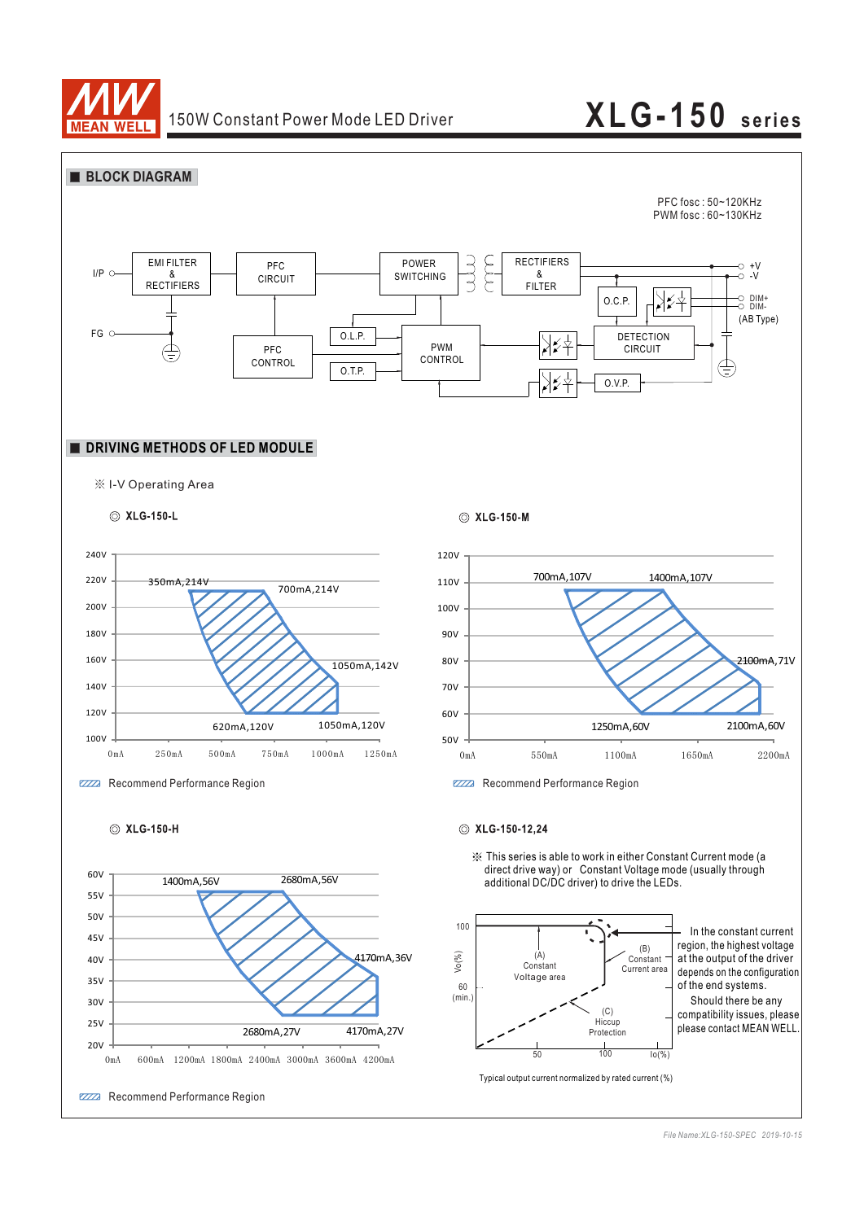## ■ BLOCK DIAGRAM

PFC fosc : 50~120KHz
PWM fosc : 60~130KHz

I/P — EMI FILTER & RECTIFIERS — PFC CIRCUIT — POWER SWITCHING — RECTIFIERS & FILTER — +V / -V

FG

PFC CONTROL

O.L.P.

O.T.P.

PWM CONTROL

O.C.P.

DIM+ / DIM- (AB Type)

DETECTION CIRCUIT

O.V.P.

## ■ DRIVING METHODS OF LED MODULE

※ I-V Operating Area

◎ **XLG-150-L**

350mA,214V; 700mA,214V; 1050mA,142V; 620mA,120V; 1050mA,120V

Recommend Performance Region

◎ **XLG-150-M**

700mA,107V; 1400mA,107V; 2100mA,71V; 1250mA,60V; 2100mA,60V

Recommend Performance Region

◎ **XLG-150-H**

1400mA,56V; 2680mA,56V; 4170mA,36V; 2680mA,27V; 4170mA,27V

Recommend Performance Region

◎ **XLG-150-12,24**

※ This series is able to work in either Constant Current mode (a direct drive way) or Constant Voltage mode (usually through additional DC/DC driver) to drive the LEDs.

(A) Constant Voltage area

(B) Constant Current area

(C) Hiccup Protection

Vo(%): 100, 60 (min.)

Io(%): 50, 100

In the constant current region, the highest voltage at the output of the driver depends on the configuration of the end systems.

Should there be any compatibility issues, please please contact MEAN WELL.

Typical output current normalized by rated current (%)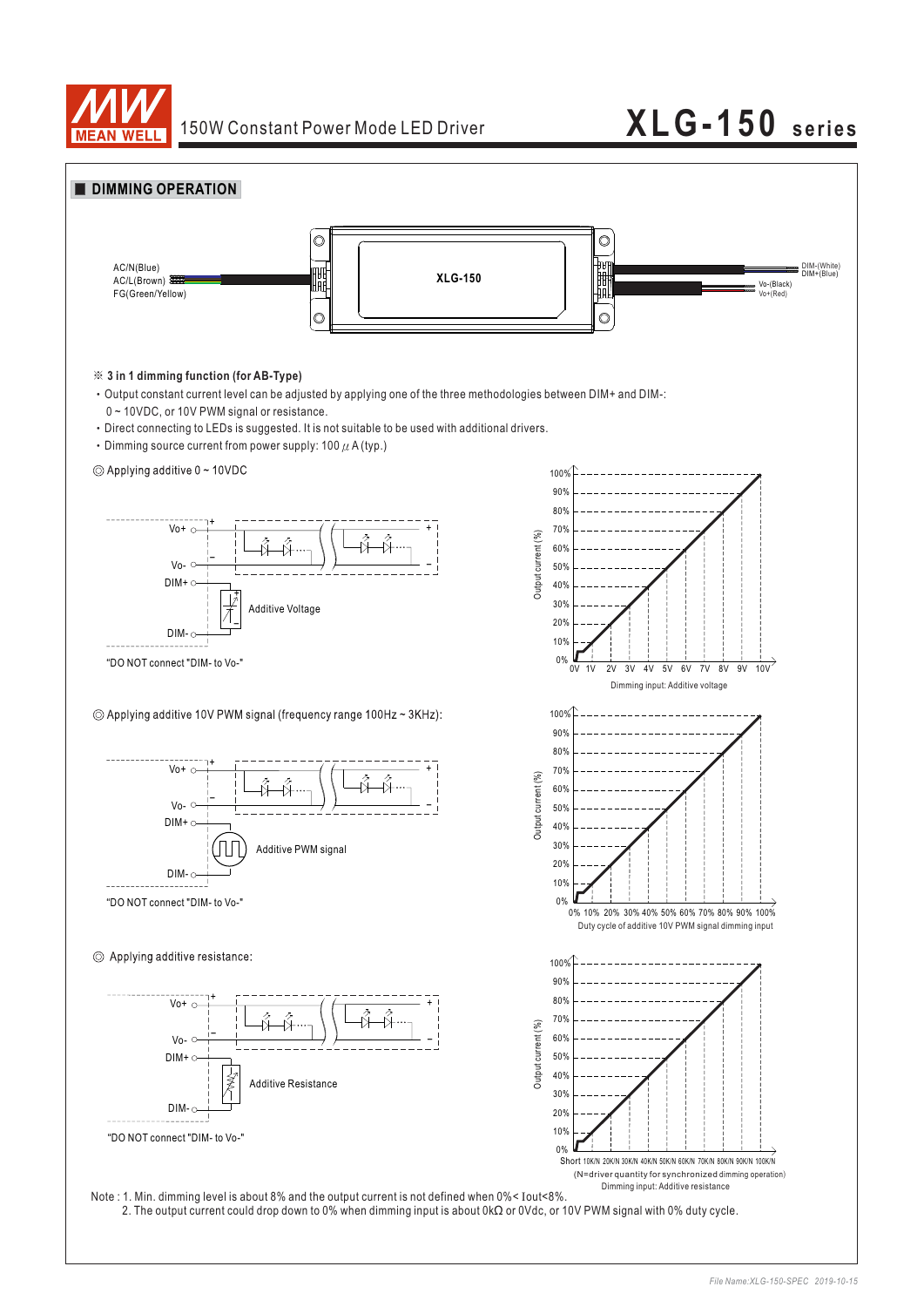## DIMMING OPERATION

AC/N(Blue)
AC/L(Brown)
FG(Green/Yellow)

XLG-150

DIM-(White)
DIM+(Blue)
Vo-(Black)
Vo+(Red)

※ **3 in 1 dimming function (for AB-Type)**

- Output constant current level can be adjusted by applying one of the three methodologies between DIM+ and DIM-: 0 ~ 10VDC, or 10V PWM signal or resistance.
- Direct connecting to LEDs is suggested. It is not suitable to be used with additional drivers.
- Dimming source current from power supply: 100 $\mu$A (typ.)

◎ Applying additive 0 ~ 10VDC

Vo+, Vo-, DIM+, DIM-, Additive Voltage

"DO NOT connect "DIM- to Vo-"

Output current (%): 0% – 100%
Dimming input: Additive voltage (0V 1V 2V 3V 4V 5V 6V 7V 8V 9V 10V)

◎ Applying additive 10V PWM signal (frequency range 100Hz ~ 3KHz):

Vo+, Vo-, DIM+, DIM-, Additive PWM signal

"DO NOT connect "DIM- to Vo-"

Output current (%): 0% – 100%
Duty cycle of additive 10V PWM signal dimming input (0% 10% 20% 30% 40% 50% 60% 70% 80% 90% 100%)

◎ Applying additive resistance:

Vo+, Vo-, DIM+, DIM-, Additive Resistance

"DO NOT connect "DIM- to Vo-"

Output current (%): 0% – 100%
Short 10K/N 20K/N 30K/N 40K/N 50K/N 60K/N 70K/N 80K/N 90K/N 100K/N
(N=driver quantity for synchronized dimming operation)
Dimming input: Additive resistance

Note : 1. Min. dimming level is about 8% and the output current is not defined when 0%< Iout<8%.
2. The output current could drop down to 0% when dimming input is about 0kΩ or 0Vdc, or 10V PWM signal with 0% duty cycle.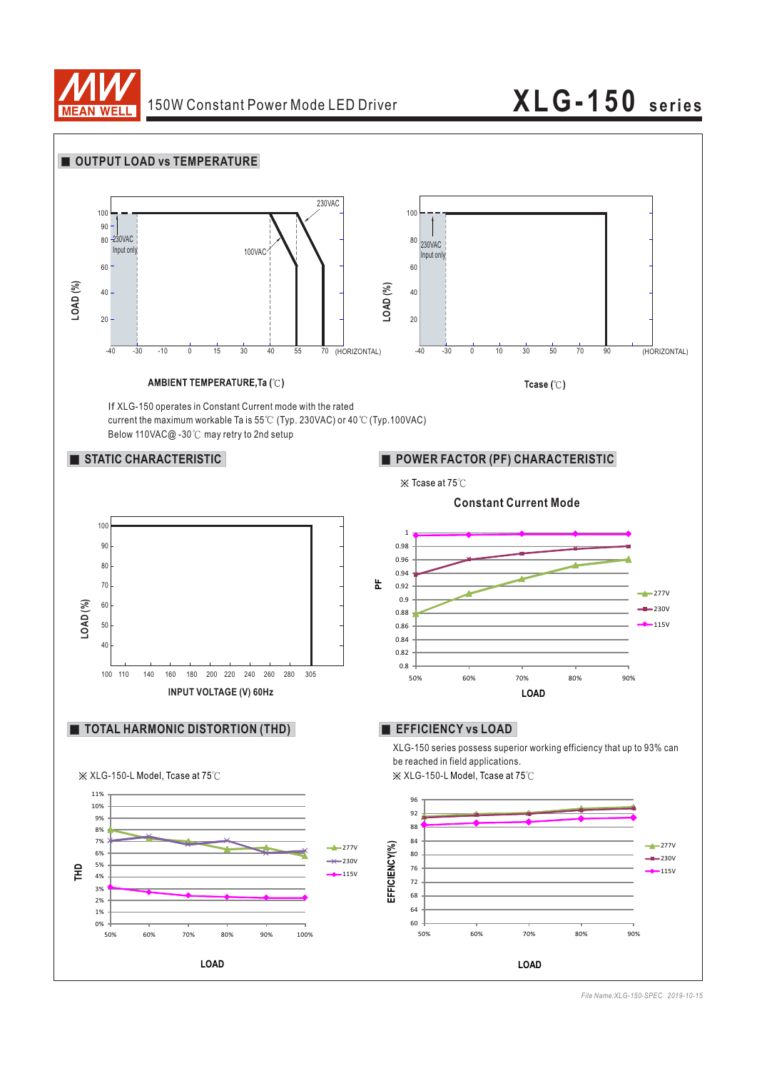## OUTPUT LOAD vs TEMPERATURE

LOAD (%)

100, 90, 80, 60, 40, 20

230VAC Input only

100VAC

230VAC

-40 -30 -10 0 15 30 40 55 70 (HORIZONTAL)

AMBIENT TEMPERATURE,Ta (℃)

LOAD (%)

100, 80, 60, 40, 20

230VAC Input only

-40 -30 0 10 30 50 70 90 (HORIZONTAL)

Tcase (℃)

If XLG-150 operates in Constant Current mode with the rated current the maximum workable Ta is 55℃ (Typ. 230VAC) or 40℃ (Typ.100VAC)
Below 110VAC@ -30℃ may retry to 2nd setup

## STATIC CHARACTERISTIC

LOAD (%)

100, 90, 80, 70, 60, 50, 40

100 110 140 160 180 200 220 240 260 280 305

INPUT VOLTAGE (V) 60Hz

## POWER FACTOR (PF) CHARACTERISTIC

※ Tcase at 75℃

**Constant Current Mode**

PF

1, 0.98, 0.96, 0.94, 0.92, 0.9, 0.88, 0.86, 0.84, 0.82, 0.8

50% 60% 70% 80% 90%

LOAD

277V, 230V, 115V

## TOTAL HARMONIC DISTORTION (THD)

※ XLG-150-L Model, Tcase at 75℃

THD

11%, 10%, 9%, 8%, 7%, 6%, 5%, 4%, 3%, 2%, 1%, 0%

50% 60% 70% 80% 90% 100%

LOAD

277V, 230V, 115V

## EFFICIENCY vs LOAD

XLG-150 series possess superior working efficiency that up to 93% can be reached in field applications.

※ XLG-150-L Model, Tcase at 75℃

EFFICIENCY(%)

96, 92, 88, 84, 80, 76, 72, 68, 64, 60

50% 60% 70% 80% 90%

LOAD

277V, 230V, 115V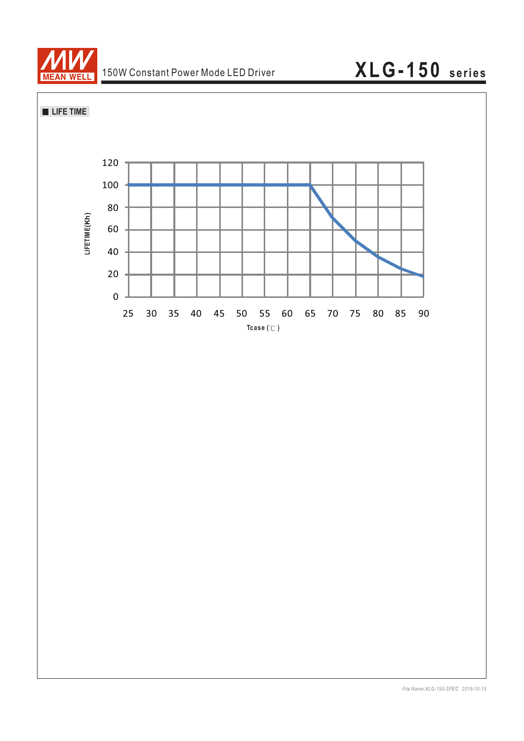■ LIFE TIME

LIFETIME(Kh)

120
100
80
60
40
20
0

25 30 35 40 45 50 55 60 65 70 75 80 85 90

Tcase (℃)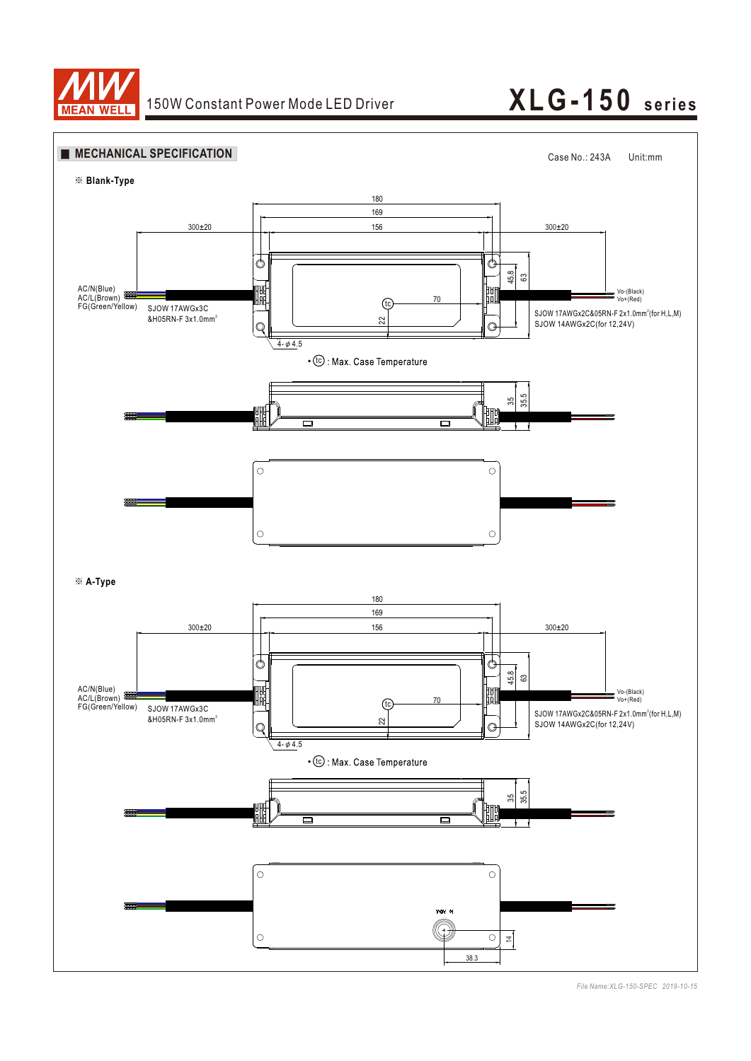## MECHANICAL SPECIFICATION

Case No.: 243A Unit:mm

※ **Blank-Type**

180
169
156
300±20
300±20

AC/N(Blue)
AC/L(Brown)
FG(Green/Yellow)

SJOW 17AWGx3C
&H05RN-F 3x1.0mm$^2$

Vo-(Black)
Vo+(Red)

SJOW 17AWGx2C&05RN-F 2x1.0mm$^2$(for H,L,M)
SJOW 14AWGx2C(for 12,24V)

45.8
63
70
22
4-φ4.5

• ⓣⓒ : Max. Case Temperature

35
35.5

※ **A-Type**

180
169
156
300±20
300±20

AC/N(Blue)
AC/L(Brown)
FG(Green/Yellow)

SJOW 17AWGx3C
&H05RN-F 3x1.0mm$^2$

Vo-(Black)
Vo+(Red)

SJOW 17AWGx2C&05RN-F 2x1.0mm$^2$(for H,L,M)
SJOW 14AWGx2C(for 12,24V)

45.8
63
70
22
4-φ4.5

• ⓣⓒ : Max. Case Temperature

35
35.5

14
38.3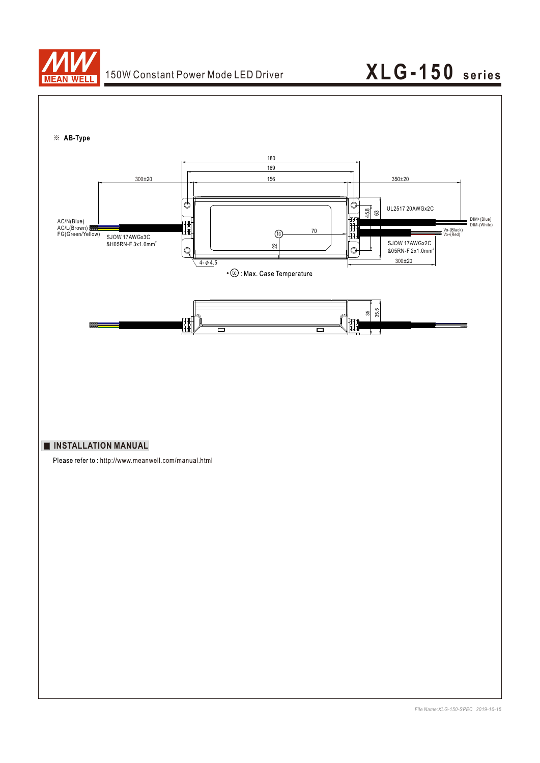※ **AB-Type**

180

169

156

300±20

350±20

AC/N(Blue)
AC/L(Brown)
FG(Green/Yellow)

SJOW 17AWGx3C
&H05RN-F 3x1.0mm²

UL2517 20AWGx2C

DIM+(Blue)
DIM-(White)

Vo-(Black)
Vo+(Red)

SJOW 17AWGx2C
&05RN-F 2x1.0mm²

300±20

45.8

63

70

22

4-φ4.5

• ⓣⓒ : Max. Case Temperature

35

35.5

## ■ INSTALLATION MANUAL

Please refer to : http://www.meanwell.com/manual.html

*File Name:XLG-150-SPEC 2019-10-15*